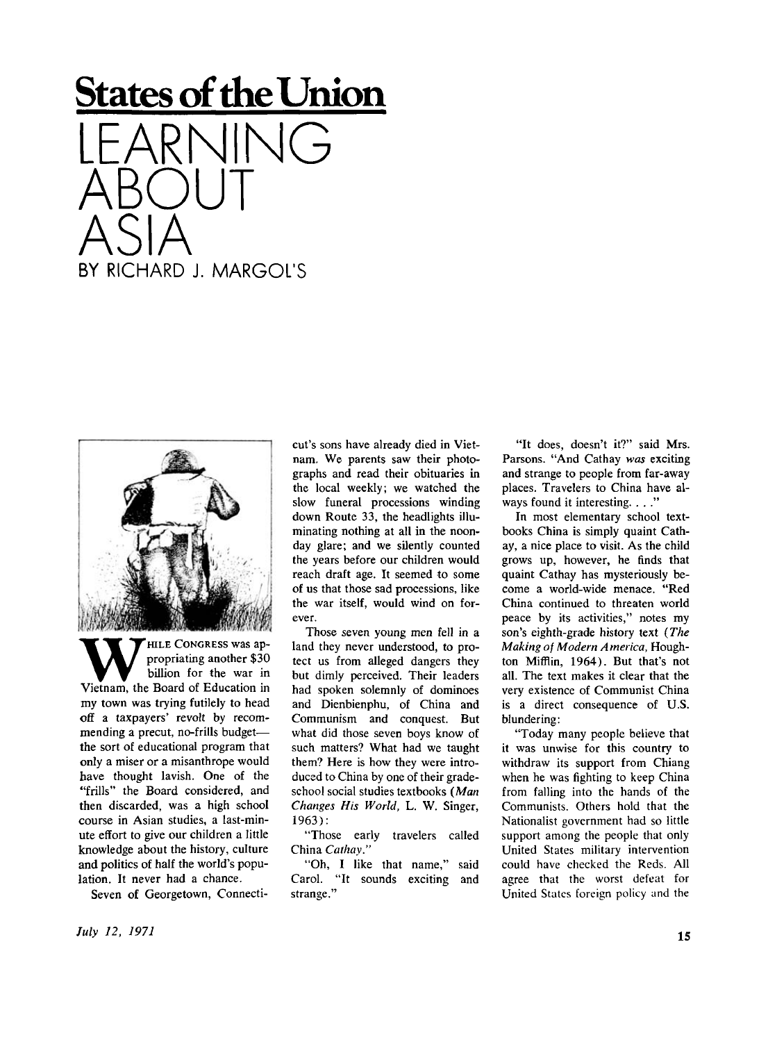# States of the Union

## LEARNING ABOUT ASIA

BY RICHARD J. MARGOLIS

WHILE CONGRESS was appropriating another $30 billion for the war in Vietnam, the Board of Education in my town was trying futilely to head off a taxpayers' revolt by recommending a precut, no-frills budget—the sort of educational program that only a miser or a misanthrope would have thought lavish. One of the "frills" the Board considered, and then discarded, was a high school course in Asian studies, a last-minute effort to give our children a little knowledge about the history, culture and politics of half the world's population. It never had a chance.

Seven of Georgetown, Connecticut's sons have already died in Vietnam. We parents saw their photographs and read their obituaries in the local weekly; we watched the slow funeral processions winding down Route 33, the headlights illuminating nothing at all in the noonday glare; and we silently counted the years before our children would reach draft age. It seemed to some of us that those sad processions, like the war itself, would wind on forever.

Those seven young men fell in a land they never understood, to protect us from alleged dangers they but dimly perceived. Their leaders had spoken solemnly of dominoes and Dienbienphu, of China and Communism and conquest. But what did those seven boys know of such matters? What had we taught them? Here is how they were introduced to China by one of their grade-school social studies textbooks (*Man Changes His World*, L. W. Singer, 1963):

"Those early travelers called China *Cathay*."

"Oh, I like that name," said Carol. "It sounds exciting and strange."

"It does, doesn't it?" said Mrs. Parsons. "And Cathay *was* exciting and strange to people from far-away places. Travelers to China have always found it interesting. . . ."

In most elementary school textbooks China is simply quaint Cathay, a nice place to visit. As the child grows up, however, he finds that quaint Cathay has mysteriously become a world-wide menace. "Red China continued to threaten world peace by its activities," notes my son's eighth-grade history text (*The Making of Modern America*, Houghton Mifflin, 1964). But that's not all. The text makes it clear that the very existence of Communist China is a direct consequence of U.S. blundering:

"Today many people believe that it was unwise for this country to withdraw its support from Chiang when he was fighting to keep China from falling into the hands of the Communists. Others hold that the Nationalist government had so little support among the people that only United States military intervention could have checked the Reds. All agree that the worst defeat for United States foreign policy and the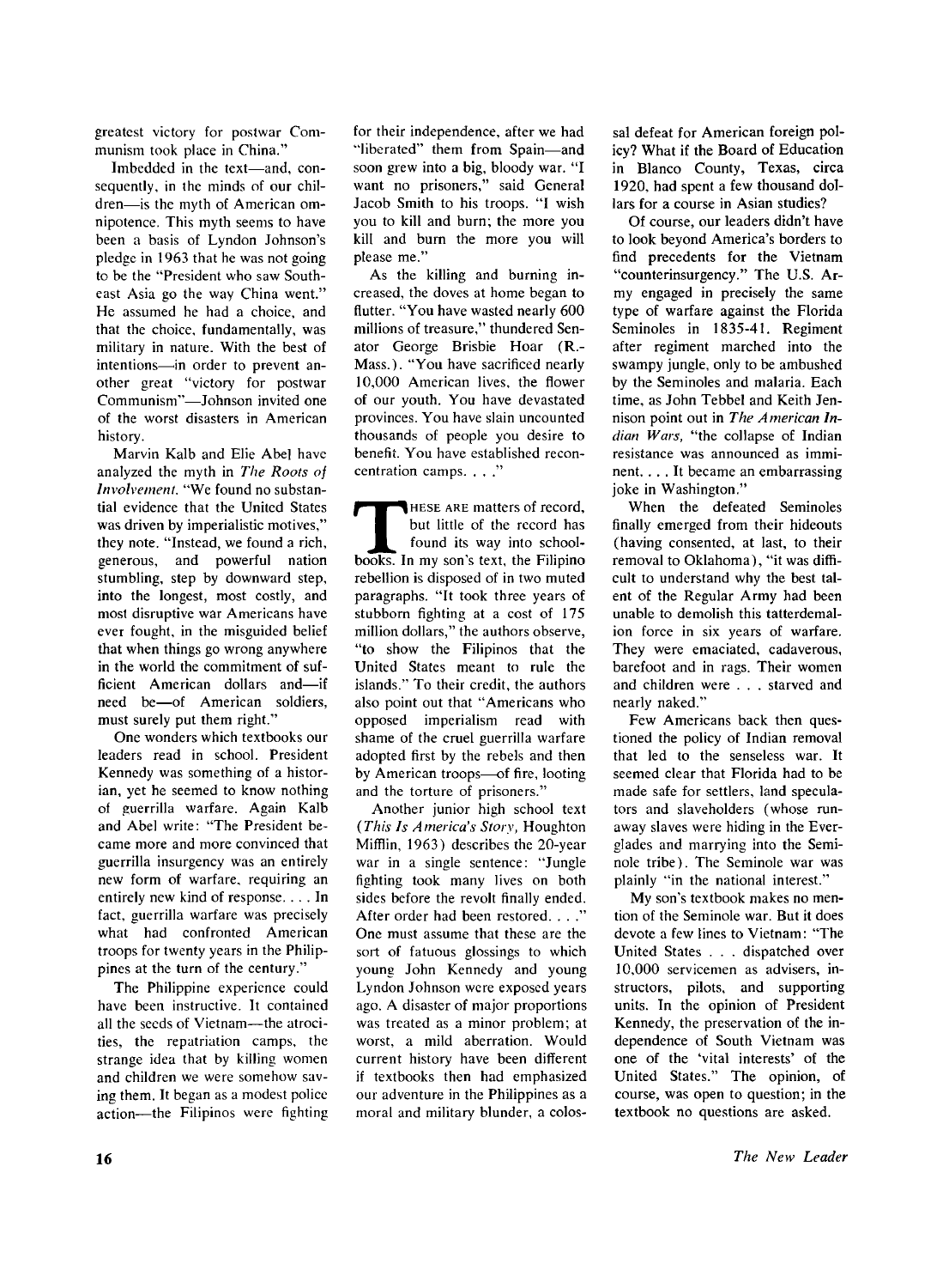greatest victory for postwar Communism took place in China."

Imbedded in the text—and, consequently, in the minds of our children—is the myth of American omnipotence. This myth seems to have been a basis of Lyndon Johnson's pledge in 1963 that he was not going to be the "President who saw Southeast Asia go the way China went." He assumed he had a choice, and that the choice, fundamentally, was military in nature. With the best of intentions—in order to prevent another great "victory for postwar Communism"—Johnson invited one of the worst disasters in American history.

Marvin Kalb and Elie Abel have analyzed the myth in *The Roots of Involvement*. "We found no substantial evidence that the United States was driven by imperialistic motives," they note. "Instead, we found a rich, generous, and powerful nation stumbling, step by downward step, into the longest, most costly, and most disruptive war Americans have ever fought, in the misguided belief that when things go wrong anywhere in the world the commitment of sufficient American dollars and—if need be—of American soldiers, must surely put them right."

One wonders which textbooks our leaders read in school. President Kennedy was something of a historian, yet he seemed to know nothing of guerrilla warfare. Again Kalb and Abel write: "The President became more and more convinced that guerrilla insurgency was an entirely new form of warfare, requiring an entirely new kind of response. . . . In fact, guerrilla warfare was precisely what had confronted American troops for twenty years in the Philippines at the turn of the century."

The Philippine experience could have been instructive. It contained all the seeds of Vietnam—the atrocities, the repatriation camps, the strange idea that by killing women and children we were somehow saving them. It began as a modest police action—the Filipinos were fighting for their independence, after we had "liberated" them from Spain—and soon grew into a big, bloody war. "I want no prisoners," said General Jacob Smith to his troops. "I wish you to kill and burn; the more you kill and burn the more you will please me."

As the killing and burning increased, the doves at home began to flutter. "You have wasted nearly 600 millions of treasure," thundered Senator George Brisbie Hoar (R.-Mass.). "You have sacrificed nearly 10,000 American lives, the flower of our youth. You have devastated provinces. You have slain uncounted thousands of people you desire to benefit. You have established reconcentration camps. . . ."

These are matters of record, but little of the record has found its way into schoolbooks. In my son's text, the Filipino rebellion is disposed of in two muted paragraphs. "It took three years of stubborn fighting at a cost of 175 million dollars," the authors observe, "to show the Filipinos that the United States meant to rule the islands." To their credit, the authors also point out that "Americans who opposed imperialism read with shame of the cruel guerrilla warfare adopted first by the rebels and then by American troops—of fire, looting and the torture of prisoners."

Another junior high school text (*This Is America's Story*, Houghton Mifflin, 1963) describes the 20-year war in a single sentence: "Jungle fighting took many lives on both sides before the revolt finally ended. After order had been restored. . . ." One must assume that these are the sort of fatuous glossings to which young John Kennedy and young Lyndon Johnson were exposed years ago. A disaster of major proportions was treated as a minor problem; at worst, a mild aberration. Would current history have been different if textbooks then had emphasized our adventure in the Philippines as a moral and military blunder, a colossal defeat for American foreign policy? What if the Board of Education in Blanco County, Texas, circa 1920, had spent a few thousand dollars for a course in Asian studies?

Of course, our leaders didn't have to look beyond America's borders to find precedents for the Vietnam "counterinsurgency." The U.S. Army engaged in precisely the same type of warfare against the Florida Seminoles in 1835-41. Regiment after regiment marched into the swampy jungle, only to be ambushed by the Seminoles and malaria. Each time, as John Tebbel and Keith Jennison point out in *The American Indian Wars*, "the collapse of Indian resistance was announced as imminent. . . . It became an embarrassing joke in Washington."

When the defeated Seminoles finally emerged from their hideouts (having consented, at last, to their removal to Oklahoma), "it was difficult to understand why the best talent of the Regular Army had been unable to demolish this tatterdemalion force in six years of warfare. They were emaciated, cadaverous, barefoot and in rags. Their women and children were . . . starved and nearly naked."

Few Americans back then questioned the policy of Indian removal that led to the senseless war. It seemed clear that Florida had to be made safe for settlers, land speculators and slaveholders (whose runaway slaves were hiding in the Everglades and marrying into the Seminole tribe). The Seminole war was plainly "in the national interest."

My son's textbook makes no mention of the Seminole war. But it does devote a few lines to Vietnam: "The United States . . . dispatched over 10,000 servicemen as advisers, instructors, pilots, and supporting units. In the opinion of President Kennedy, the preservation of the independence of South Vietnam was one of the 'vital interests' of the United States." The opinion, of course, was open to question; in the textbook no questions are asked.